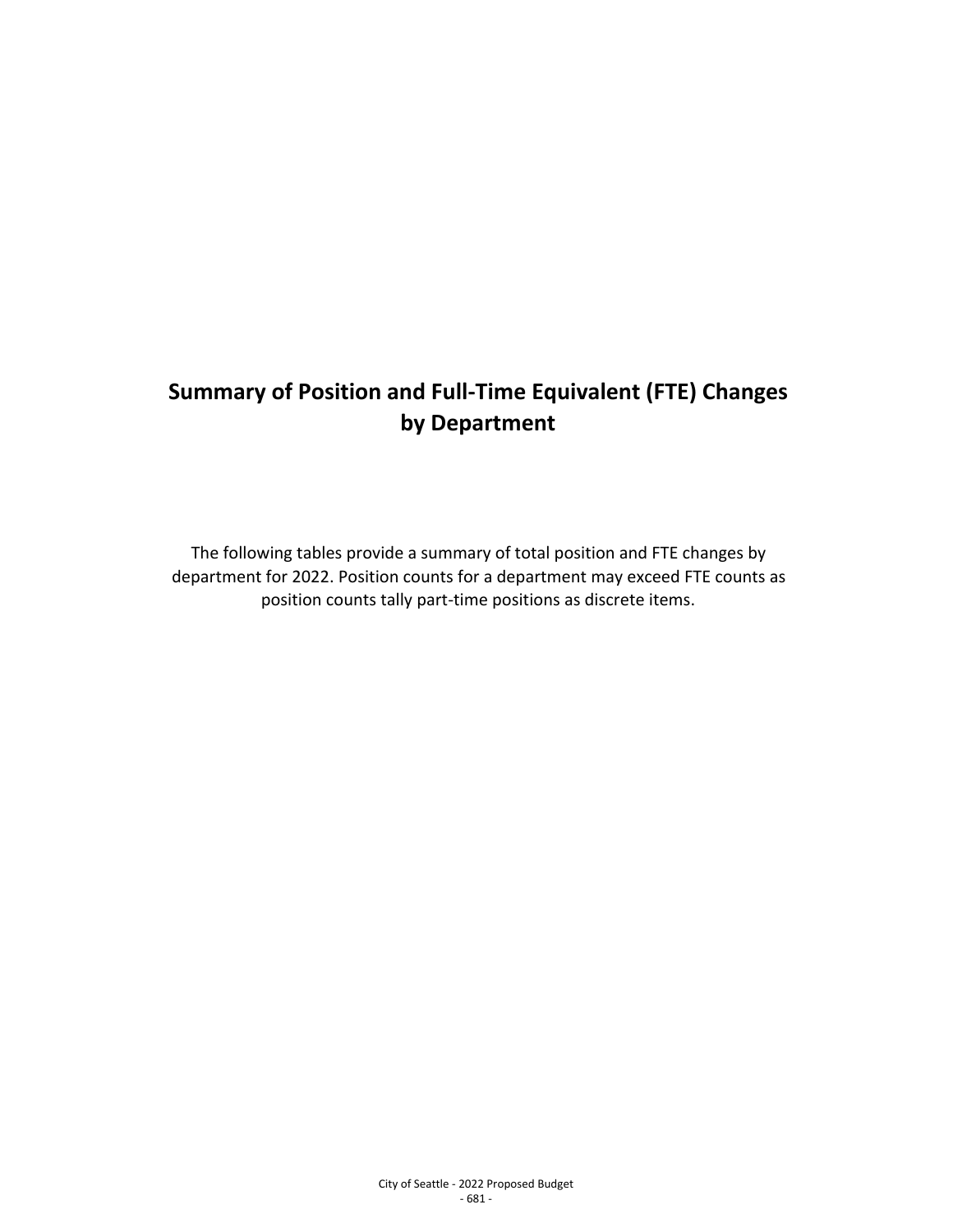# Summary of Position and Full-Time Equivalent (FTE) Changes by Department

The following tables provide a summary of total position and FTE changes by department for 2022. Position counts for a department may exceed FTE counts as position counts tally part-time positions as discrete items.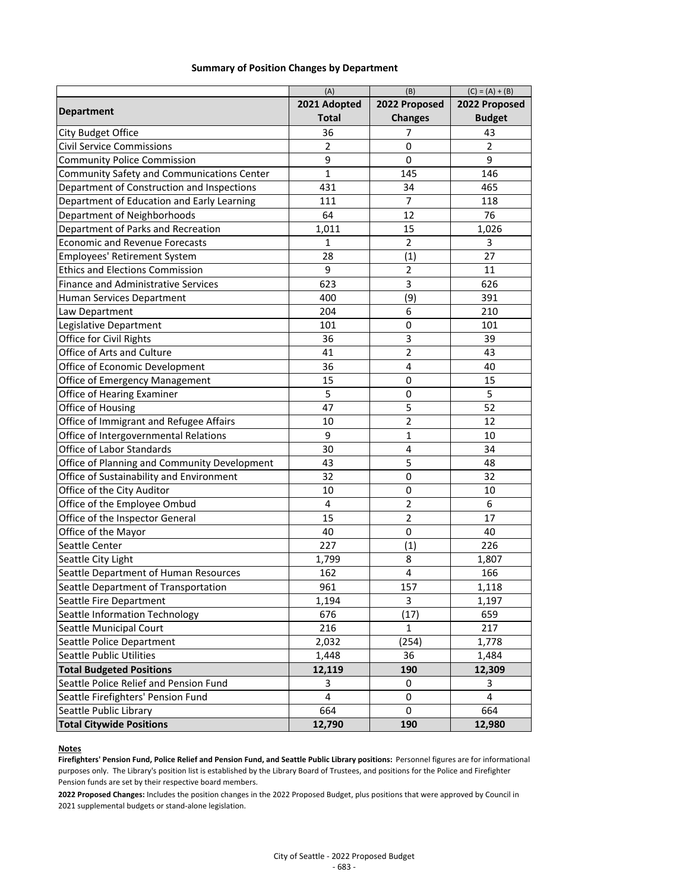## Summary of Position Changes by Department

| Department | (A) 2021 Adopted Total | (B) 2022 Proposed Changes | (C) = (A) + (B) 2022 Proposed Budget |
|---|---|---|---|
| City Budget Office | 36 | 7 | 43 |
| Civil Service Commissions | 2 | 0 | 2 |
| Community Police Commission | 9 | 0 | 9 |
| Community Safety and Communications Center | 1 | 145 | 146 |
| Department of Construction and Inspections | 431 | 34 | 465 |
| Department of Education and Early Learning | 111 | 7 | 118 |
| Department of Neighborhoods | 64 | 12 | 76 |
| Department of Parks and Recreation | 1,011 | 15 | 1,026 |
| Economic and Revenue Forecasts | 1 | 2 | 3 |
| Employees' Retirement System | 28 | (1) | 27 |
| Ethics and Elections Commission | 9 | 2 | 11 |
| Finance and Administrative Services | 623 | 3 | 626 |
| Human Services Department | 400 | (9) | 391 |
| Law Department | 204 | 6 | 210 |
| Legislative Department | 101 | 0 | 101 |
| Office for Civil Rights | 36 | 3 | 39 |
| Office of Arts and Culture | 41 | 2 | 43 |
| Office of Economic Development | 36 | 4 | 40 |
| Office of Emergency Management | 15 | 0 | 15 |
| Office of Hearing Examiner | 5 | 0 | 5 |
| Office of Housing | 47 | 5 | 52 |
| Office of Immigrant and Refugee Affairs | 10 | 2 | 12 |
| Office of Intergovernmental Relations | 9 | 1 | 10 |
| Office of Labor Standards | 30 | 4 | 34 |
| Office of Planning and Community Development | 43 | 5 | 48 |
| Office of Sustainability and Environment | 32 | 0 | 32 |
| Office of the City Auditor | 10 | 0 | 10 |
| Office of the Employee Ombud | 4 | 2 | 6 |
| Office of the Inspector General | 15 | 2 | 17 |
| Office of the Mayor | 40 | 0 | 40 |
| Seattle Center | 227 | (1) | 226 |
| Seattle City Light | 1,799 | 8 | 1,807 |
| Seattle Department of Human Resources | 162 | 4 | 166 |
| Seattle Department of Transportation | 961 | 157 | 1,118 |
| Seattle Fire Department | 1,194 | 3 | 1,197 |
| Seattle Information Technology | 676 | (17) | 659 |
| Seattle Municipal Court | 216 | 1 | 217 |
| Seattle Police Department | 2,032 | (254) | 1,778 |
| Seattle Public Utilities | 1,448 | 36 | 1,484 |
| **Total Budgeted Positions** | **12,119** | **190** | **12,309** |
| Seattle Police Relief and Pension Fund | 3 | 0 | 3 |
| Seattle Firefighters' Pension Fund | 4 | 0 | 4 |
| Seattle Public Library | 664 | 0 | 664 |
| **Total Citywide Positions** | **12,790** | **190** | **12,980** |

**Notes**

**Firefighters' Pension Fund, Police Relief and Pension Fund, and Seattle Public Library positions:** Personnel figures are for informational purposes only. The Library's position list is established by the Library Board of Trustees, and positions for the Police and Firefighter Pension funds are set by their respective board members.

**2022 Proposed Changes:** Includes the position changes in the 2022 Proposed Budget, plus positions that were approved by Council in 2021 supplemental budgets or stand-alone legislation.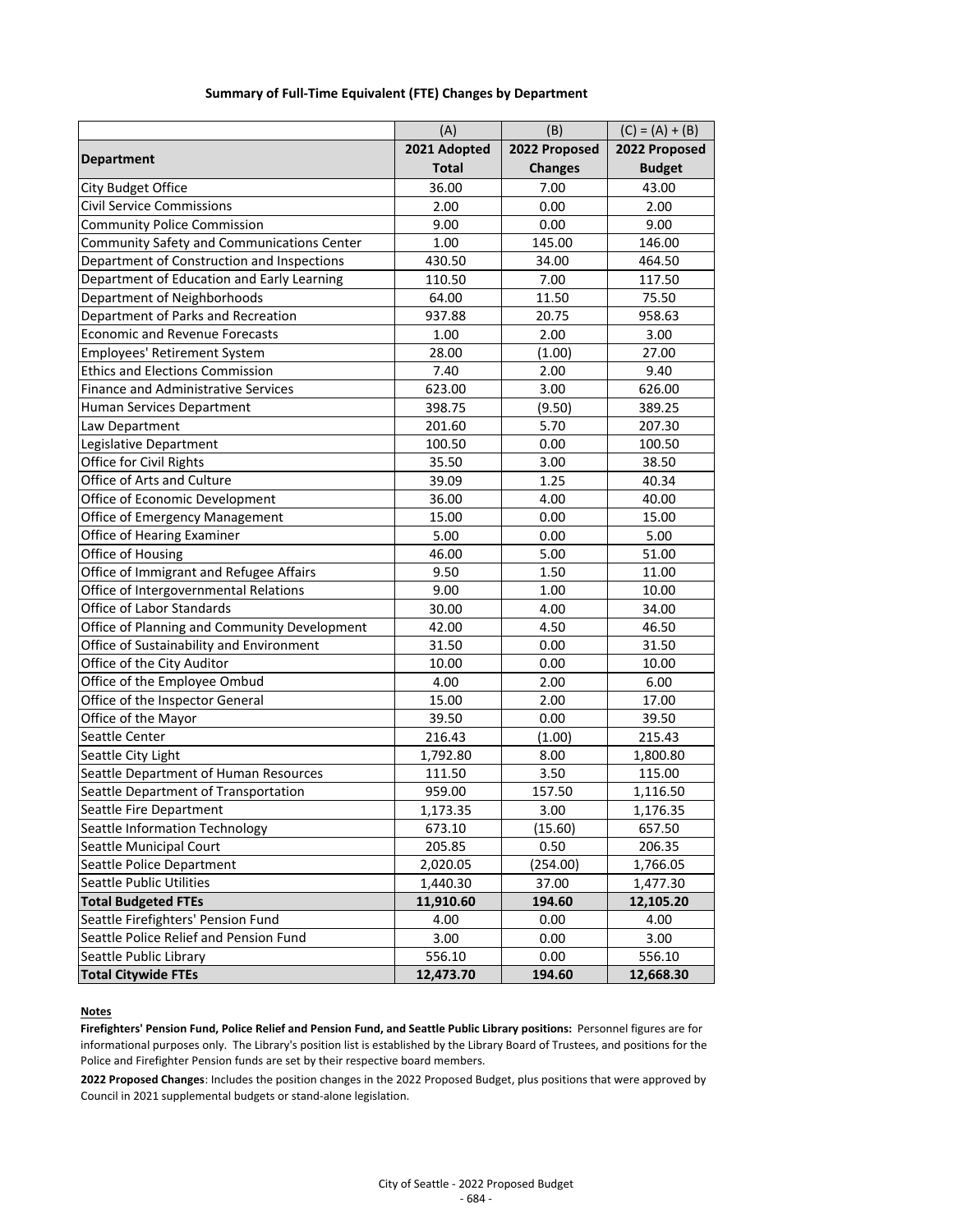### Summary of Full-Time Equivalent (FTE) Changes by Department

| Department | (A) 2021 Adopted Total | (B) 2022 Proposed Changes | (C) = (A) + (B) 2022 Proposed Budget |
|---|---|---|---|
| City Budget Office | 36.00 | 7.00 | 43.00 |
| Civil Service Commissions | 2.00 | 0.00 | 2.00 |
| Community Police Commission | 9.00 | 0.00 | 9.00 |
| Community Safety and Communications Center | 1.00 | 145.00 | 146.00 |
| Department of Construction and Inspections | 430.50 | 34.00 | 464.50 |
| Department of Education and Early Learning | 110.50 | 7.00 | 117.50 |
| Department of Neighborhoods | 64.00 | 11.50 | 75.50 |
| Department of Parks and Recreation | 937.88 | 20.75 | 958.63 |
| Economic and Revenue Forecasts | 1.00 | 2.00 | 3.00 |
| Employees' Retirement System | 28.00 | (1.00) | 27.00 |
| Ethics and Elections Commission | 7.40 | 2.00 | 9.40 |
| Finance and Administrative Services | 623.00 | 3.00 | 626.00 |
| Human Services Department | 398.75 | (9.50) | 389.25 |
| Law Department | 201.60 | 5.70 | 207.30 |
| Legislative Department | 100.50 | 0.00 | 100.50 |
| Office for Civil Rights | 35.50 | 3.00 | 38.50 |
| Office of Arts and Culture | 39.09 | 1.25 | 40.34 |
| Office of Economic Development | 36.00 | 4.00 | 40.00 |
| Office of Emergency Management | 15.00 | 0.00 | 15.00 |
| Office of Hearing Examiner | 5.00 | 0.00 | 5.00 |
| Office of Housing | 46.00 | 5.00 | 51.00 |
| Office of Immigrant and Refugee Affairs | 9.50 | 1.50 | 11.00 |
| Office of Intergovernmental Relations | 9.00 | 1.00 | 10.00 |
| Office of Labor Standards | 30.00 | 4.00 | 34.00 |
| Office of Planning and Community Development | 42.00 | 4.50 | 46.50 |
| Office of Sustainability and Environment | 31.50 | 0.00 | 31.50 |
| Office of the City Auditor | 10.00 | 0.00 | 10.00 |
| Office of the Employee Ombud | 4.00 | 2.00 | 6.00 |
| Office of the Inspector General | 15.00 | 2.00 | 17.00 |
| Office of the Mayor | 39.50 | 0.00 | 39.50 |
| Seattle Center | 216.43 | (1.00) | 215.43 |
| Seattle City Light | 1,792.80 | 8.00 | 1,800.80 |
| Seattle Department of Human Resources | 111.50 | 3.50 | 115.00 |
| Seattle Department of Transportation | 959.00 | 157.50 | 1,116.50 |
| Seattle Fire Department | 1,173.35 | 3.00 | 1,176.35 |
| Seattle Information Technology | 673.10 | (15.60) | 657.50 |
| Seattle Municipal Court | 205.85 | 0.50 | 206.35 |
| Seattle Police Department | 2,020.05 | (254.00) | 1,766.05 |
| Seattle Public Utilities | 1,440.30 | 37.00 | 1,477.30 |
| **Total Budgeted FTEs** | **11,910.60** | **194.60** | **12,105.20** |
| Seattle Firefighters' Pension Fund | 4.00 | 0.00 | 4.00 |
| Seattle Police Relief and Pension Fund | 3.00 | 0.00 | 3.00 |
| Seattle Public Library | 556.10 | 0.00 | 556.10 |
| **Total Citywide FTEs** | **12,473.70** | **194.60** | **12,668.30** |

**Notes**

**Firefighters' Pension Fund, Police Relief and Pension Fund, and Seattle Public Library positions:** Personnel figures are for informational purposes only. The Library's position list is established by the Library Board of Trustees, and positions for the Police and Firefighter Pension funds are set by their respective board members.

**2022 Proposed Changes**: Includes the position changes in the 2022 Proposed Budget, plus positions that were approved by Council in 2021 supplemental budgets or stand-alone legislation.